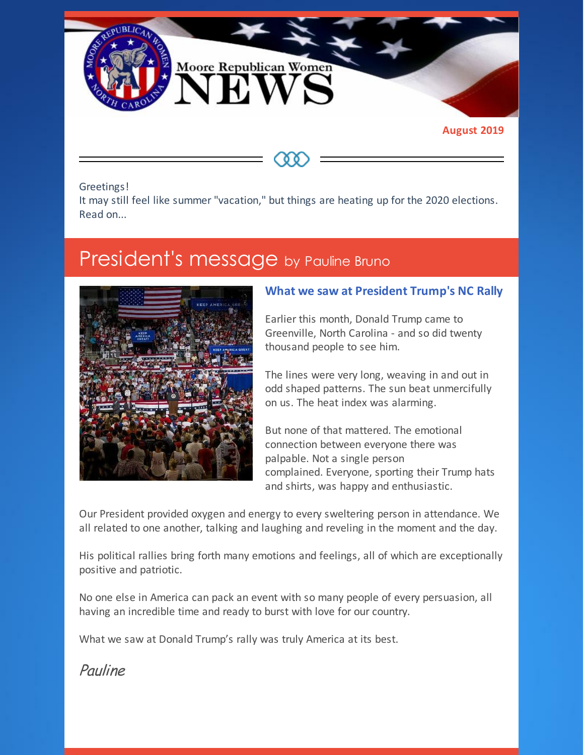# Moore Republican Women NEWS

**August 2019**

Greetings!
It may still feel like summer "vacation," but things are heating up for the 2020 elections. Read on...

## President's message by Pauline Bruno

### What we saw at President Trump's NC Rally

Earlier this month, Donald Trump came to Greenville, North Carolina - and so did twenty thousand people to see him.

The lines were very long, weaving in and out in odd shaped patterns. The sun beat unmercifully on us. The heat index was alarming.

But none of that mattered. The emotional connection between everyone there was palpable. Not a single person complained. Everyone, sporting their Trump hats and shirts, was happy and enthusiastic.

Our President provided oxygen and energy to every sweltering person in attendance. We all related to one another, talking and laughing and reveling in the moment and the day.

His political rallies bring forth many emotions and feelings, all of which are exceptionally positive and patriotic.

No one else in America can pack an event with so many people of every persuasion, all having an incredible time and ready to burst with love for our country.

What we saw at Donald Trump's rally was truly America at its best.

*Pauline*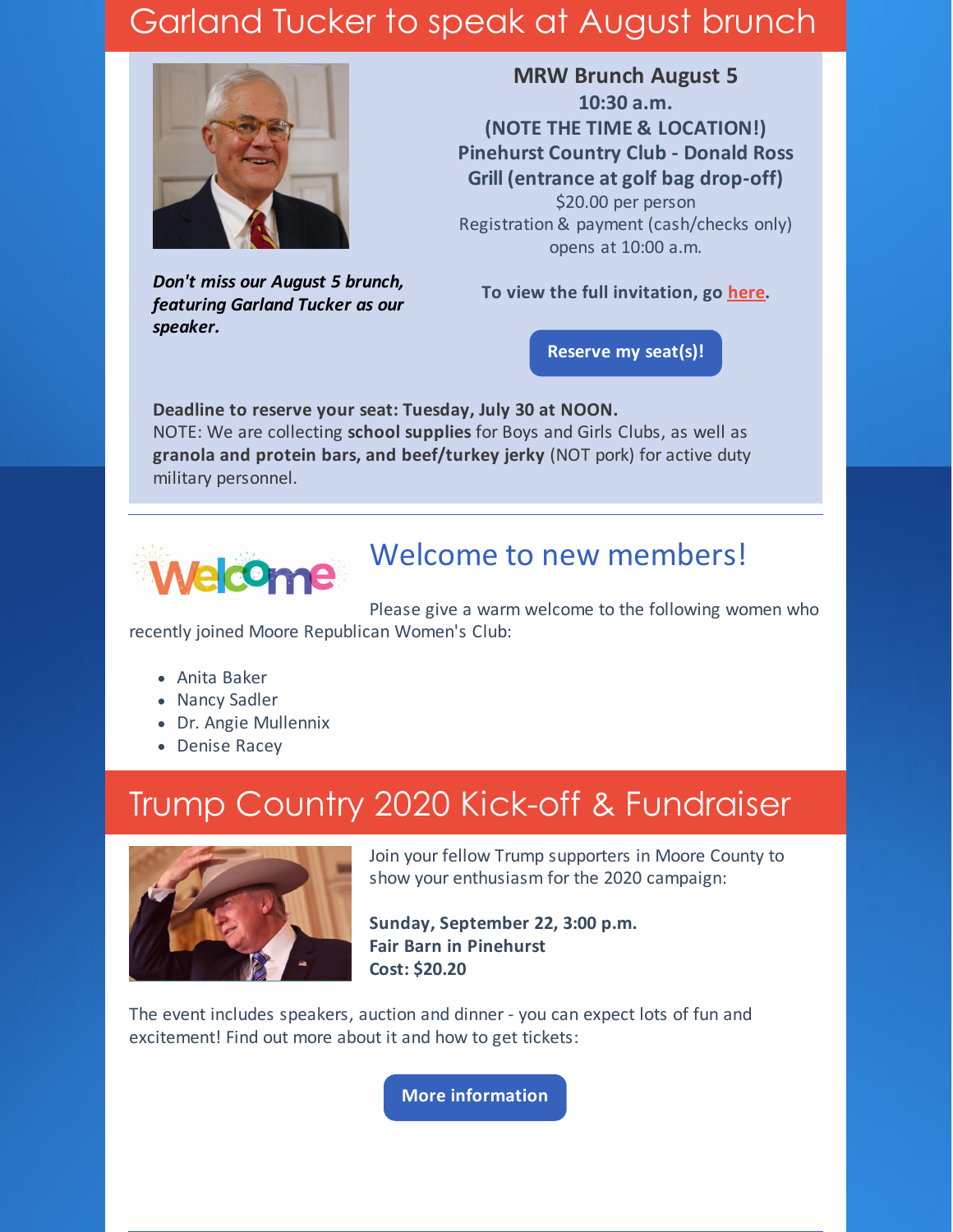## Garland Tucker to speak at August brunch

***Don't miss our August 5 brunch, featuring Garland Tucker as our speaker.***

**MRW Brunch August 5**
**10:30 a.m.**
**(NOTE THE TIME & LOCATION!)**
**Pinehurst Country Club - Donald Ross Grill (entrance at golf bag drop-off)**
$20.00 per person
Registration & payment (cash/checks only) opens at 10:00 a.m.

**To view the full invitation, go here.**

**Reserve my seat(s)!**

**Deadline to reserve your seat: Tuesday, July 30 at NOON.**
NOTE: We are collecting **school supplies** for Boys and Girls Clubs, as well as **granola and protein bars, and beef/turkey jerky** (NOT pork) for active duty military personnel.

---

## Welcome to new members!

Please give a warm welcome to the following women who recently joined Moore Republican Women's Club:

- Anita Baker
- Nancy Sadler
- Dr. Angie Mullennix
- Denise Racey

## Trump Country 2020 Kick-off & Fundraiser

Join your fellow Trump supporters in Moore County to show your enthusiasm for the 2020 campaign:

**Sunday, September 22, 3:00 p.m.**
**Fair Barn in Pinehurst**
**Cost: $20.20**

The event includes speakers, auction and dinner - you can expect lots of fun and excitement! Find out more about it and how to get tickets:

**More information**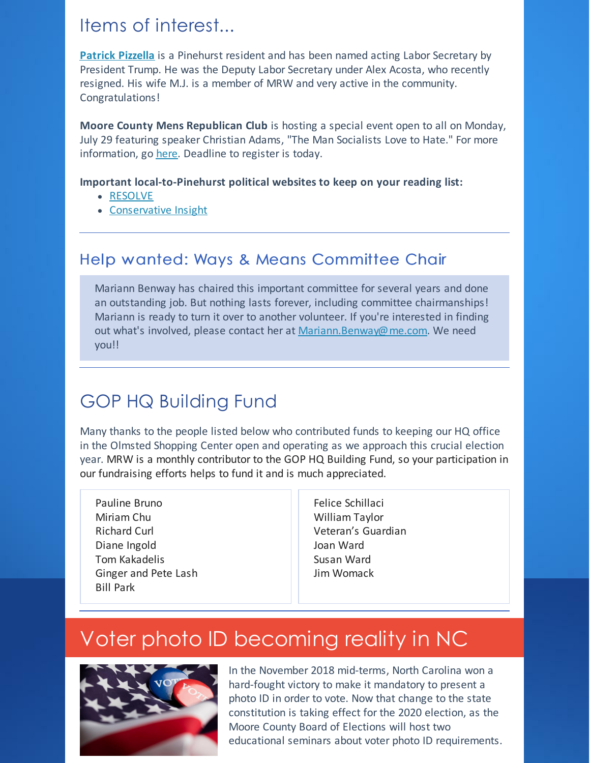## Items of interest...

**Patrick Pizzella** is a Pinehurst resident and has been named acting Labor Secretary by President Trump. He was the Deputy Labor Secretary under Alex Acosta, who recently resigned. His wife M.J. is a member of MRW and very active in the community. Congratulations!

**Moore County Mens Republican Club** is hosting a special event open to all on Monday, July 29 featuring speaker Christian Adams, "The Man Socialists Love to Hate." For more information, go here. Deadline to register is today.

**Important local-to-Pinehurst political websites to keep on your reading list:**

- RESOLVE
- Conservative Insight

## Help wanted: Ways & Means Committee Chair

Mariann Benway has chaired this important committee for several years and done an outstanding job. But nothing lasts forever, including committee chairmanships! Mariann is ready to turn it over to another volunteer. If you're interested in finding out what's involved, please contact her at Mariann.Benway@me.com. We need you!!

## GOP HQ Building Fund

Many thanks to the people listed below who contributed funds to keeping our HQ office in the Olmsted Shopping Center open and operating as we approach this crucial election year. MRW is a monthly contributor to the GOP HQ Building Fund, so your participation in our fundraising efforts helps to fund it and is much appreciated.

Pauline Bruno
Miriam Chu
Richard Curl
Diane Ingold
Tom Kakadelis
Ginger and Pete Lash
Bill Park
Felice Schillaci
William Taylor
Veteran's Guardian
Joan Ward
Susan Ward
Jim Womack

## Voter photo ID becoming reality in NC

In the November 2018 mid-terms, North Carolina won a hard-fought victory to make it mandatory to present a photo ID in order to vote. Now that change to the state constitution is taking effect for the 2020 election, as the Moore County Board of Elections will host two educational seminars about voter photo ID requirements.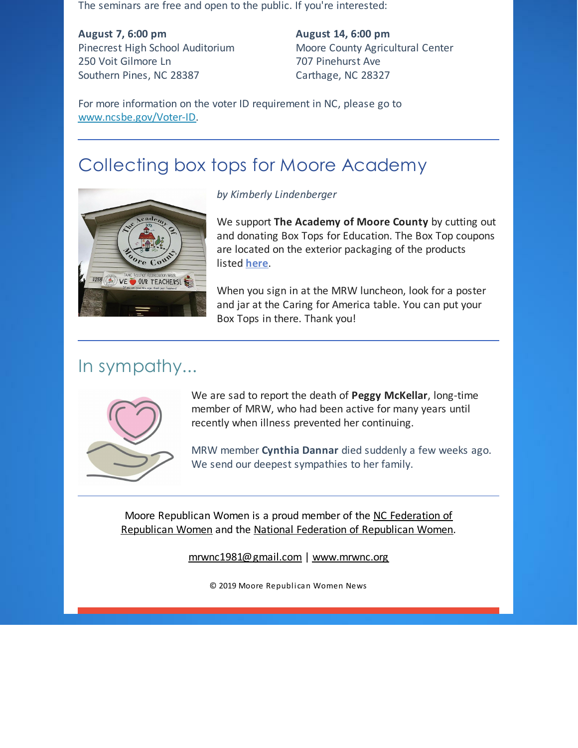The seminars are free and open to the public. If you're interested:

**August 7, 6:00 pm**
Pinecrest High School Auditorium
250 Voit Gilmore Ln
Southern Pines, NC 28387

**August 14, 6:00 pm**
Moore County Agricultural Center
707 Pinehurst Ave
Carthage, NC 28327

For more information on the voter ID requirement in NC, please go to www.ncsbe.gov/Voter-ID.

## Collecting box tops for Moore Academy

*by Kimberly Lindenberger*

We support **The Academy of Moore County** by cutting out and donating Box Tops for Education. The Box Top coupons are located on the exterior packaging of the products listed **here**.

When you sign in at the MRW luncheon, look for a poster and jar at the Caring for America table. You can put your Box Tops in there. Thank you!

## In sympathy...

We are sad to report the death of **Peggy McKellar**, long-time member of MRW, who had been active for many years until recently when illness prevented her continuing.

MRW member **Cynthia Dannar** died suddenly a few weeks ago. We send our deepest sympathies to her family.

Moore Republican Women is a proud member of the NC Federation of Republican Women and the National Federation of Republican Women.

mrwnc1981@gmail.com | www.mrwnc.org

© 2019 Moore Republican Women News